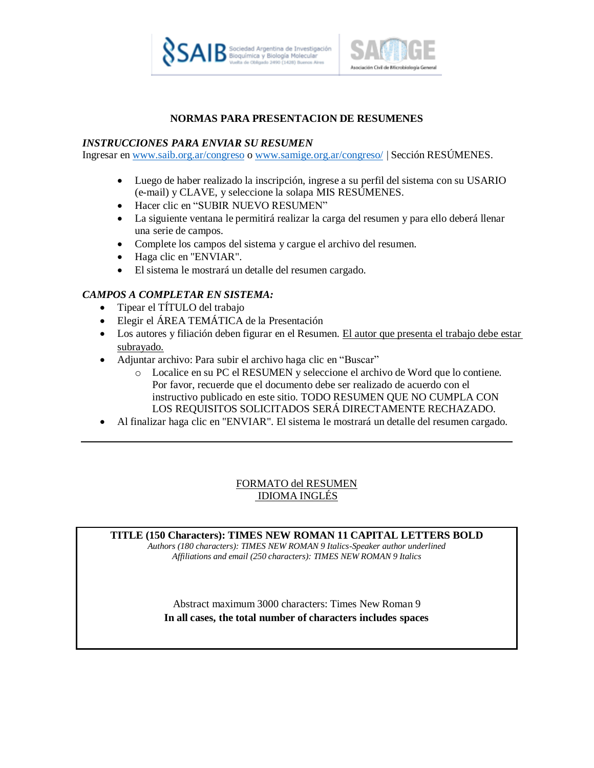## NORMAS PARA PRESENTACION DE RESUMENES

***INSTRUCCIONES PARA ENVIAR SU RESUMEN***

Ingresar en www.saib.org.ar/congreso o www.samige.org.ar/congreso/ | Sección RESÚMENES.

- Luego de haber realizado la inscripción, ingrese a su perfil del sistema con su USARIO (e-mail) y CLAVE, y seleccione la solapa MIS RESÚMENES.
- Hacer clic en “SUBIR NUEVO RESUMEN”
- La siguiente ventana le permitirá realizar la carga del resumen y para ello deberá llenar una serie de campos.
- Complete los campos del sistema y cargue el archivo del resumen.
- Haga clic en "ENVIAR".
- El sistema le mostrará un detalle del resumen cargado.

***CAMPOS A COMPLETAR EN SISTEMA:***

- Tipear el TÍTULO del trabajo
- Elegir el ÁREA TEMÁTICA de la Presentación
- Los autores y filiación deben figurar en el Resumen. <u>El autor que presenta el trabajo debe estar subrayado.</u>
- Adjuntar archivo: Para subir el archivo haga clic en “Buscar”
  - Localice en su PC el RESUMEN y seleccione el archivo de Word que lo contiene. Por favor, recuerde que el documento debe ser realizado de acuerdo con el instructivo publicado en este sitio. TODO RESUMEN QUE NO CUMPLA CON LOS REQUISITOS SOLICITADOS SERÁ DIRECTAMENTE RECHAZADO.
- Al finalizar haga clic en "ENVIAR". El sistema le mostrará un detalle del resumen cargado.

---

<u>FORMATO del RESUMEN</u>

<u>IDIOMA INGLÉS</u>

**TITLE (150 Characters): TIMES NEW ROMAN 11 CAPITAL LETTERS BOLD**

*Authors (180 characters): TIMES NEW ROMAN 9 Italics-Speaker author underlined*

*Affiliations and email (250 characters): TIMES NEW ROMAN 9 Italics*

Abstract maximum 3000 characters: Times New Roman 9

**In all cases, the total number of characters includes spaces**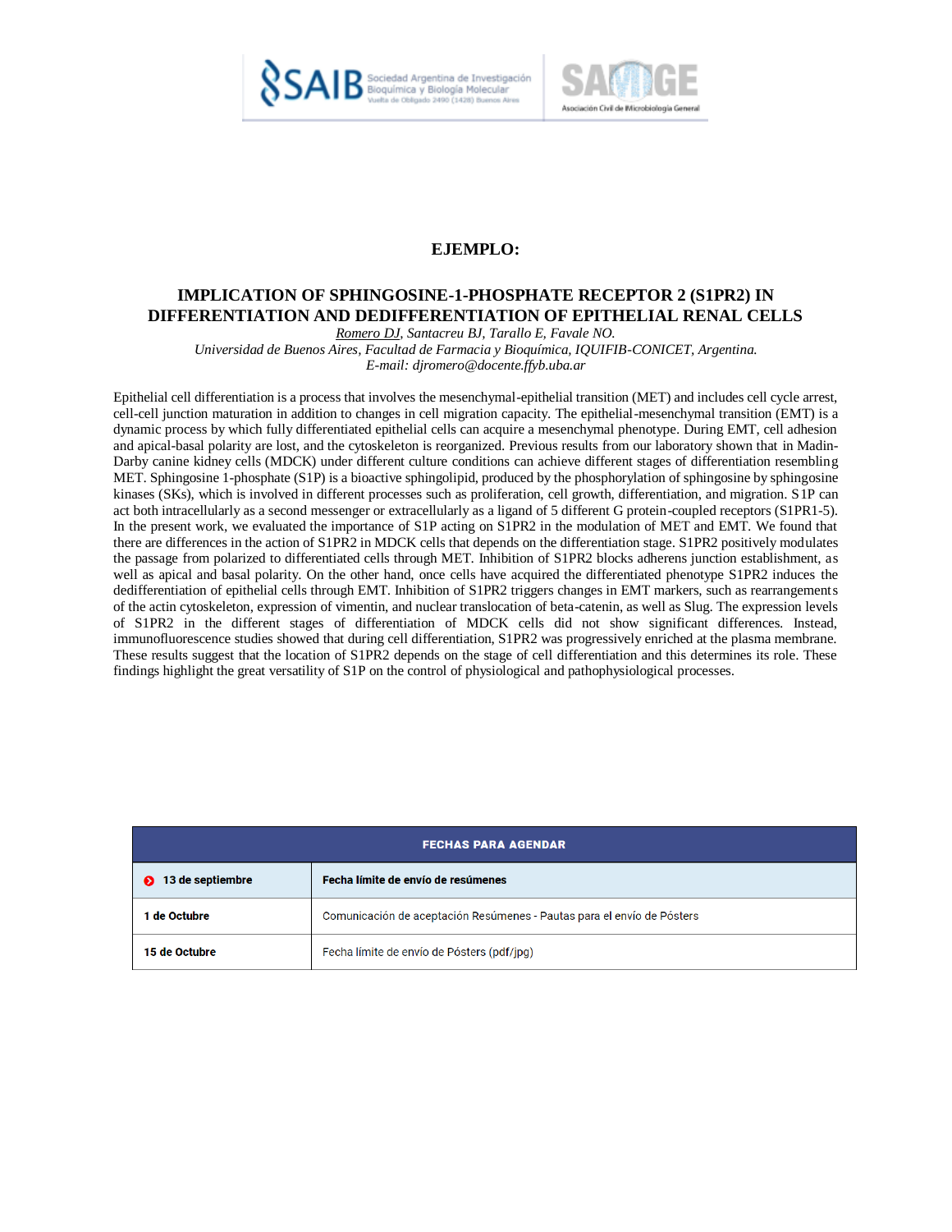**EJEMPLO:**

## IMPLICATION OF SPHINGOSINE-1-PHOSPHATE RECEPTOR 2 (S1PR2) IN DIFFERENTIATION AND DEDIFFERENTIATION OF EPITHELIAL RENAL CELLS

*Romero DJ, Santacreu BJ, Tarallo E, Favale NO.*
*Universidad de Buenos Aires, Facultad de Farmacia y Bioquímica, IQUIFIB-CONICET, Argentina.*
*E-mail: djromero@docente.ffyb.uba.ar*

Epithelial cell differentiation is a process that involves the mesenchymal-epithelial transition (MET) and includes cell cycle arrest, cell-cell junction maturation in addition to changes in cell migration capacity. The epithelial-mesenchymal transition (EMT) is a dynamic process by which fully differentiated epithelial cells can acquire a mesenchymal phenotype. During EMT, cell adhesion and apical-basal polarity are lost, and the cytoskeleton is reorganized. Previous results from our laboratory shown that in Madin-Darby canine kidney cells (MDCK) under different culture conditions can achieve different stages of differentiation resembling MET. Sphingosine 1-phosphate (S1P) is a bioactive sphingolipid, produced by the phosphorylation of sphingosine by sphingosine kinases (SKs), which is involved in different processes such as proliferation, cell growth, differentiation, and migration. S1P can act both intracellularly as a second messenger or extracellularly as a ligand of 5 different G protein-coupled receptors (S1PR1-5). In the present work, we evaluated the importance of S1P acting on S1PR2 in the modulation of MET and EMT. We found that there are differences in the action of S1PR2 in MDCK cells that depends on the differentiation stage. S1PR2 positively modulates the passage from polarized to differentiated cells through MET. Inhibition of S1PR2 blocks adherens junction establishment, as well as apical and basal polarity. On the other hand, once cells have acquired the differentiated phenotype S1PR2 induces the dedifferentiation of epithelial cells through EMT. Inhibition of S1PR2 triggers changes in EMT markers, such as rearrangements of the actin cytoskeleton, expression of vimentin, and nuclear translocation of beta-catenin, as well as Slug. The expression levels of S1PR2 in the different stages of differentiation of MDCK cells did not show significant differences. Instead, immunofluorescence studies showed that during cell differentiation, S1PR2 was progressively enriched at the plasma membrane. These results suggest that the location of S1PR2 depends on the stage of cell differentiation and this determines its role. These findings highlight the great versatility of S1P on the control of physiological and pathophysiological processes.

| FECHAS PARA AGENDAR | |
|---|---|
| **13 de septiembre** | **Fecha límite de envío de resúmenes** |
| **1 de Octubre** | Comunicación de aceptación Resúmenes - Pautas para el envío de Pósters |
| **15 de Octubre** | Fecha límite de envío de Pósters (pdf/jpg) |